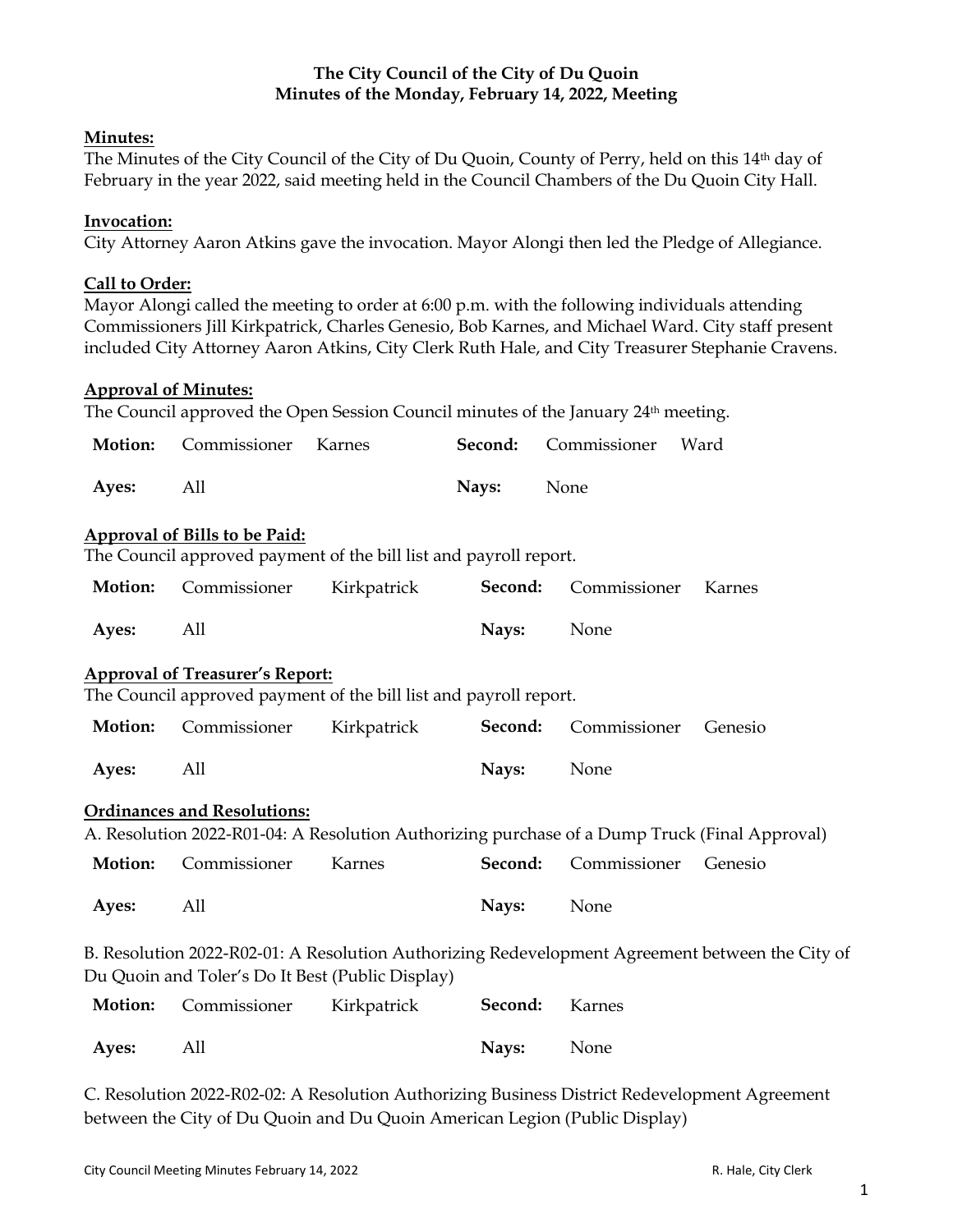**The City Council of the City of Du Quoin**
**Minutes of the Monday, February 14, 2022, Meeting**

**Minutes:**
The Minutes of the City Council of the City of Du Quoin, County of Perry, held on this 14th day of February in the year 2022, said meeting held in the Council Chambers of the Du Quoin City Hall.

**Invocation:**
City Attorney Aaron Atkins gave the invocation. Mayor Alongi then led the Pledge of Allegiance.

**Call to Order:**
Mayor Alongi called the meeting to order at 6:00 p.m. with the following individuals attending Commissioners Jill Kirkpatrick, Charles Genesio, Bob Karnes, and Michael Ward. City staff present included City Attorney Aaron Atkins, City Clerk Ruth Hale, and City Treasurer Stephanie Cravens.

**Approval of Minutes:**
The Council approved the Open Session Council minutes of the January 24th meeting.

| **Motion:** | Commissioner | Karnes | **Second:** | Commissioner | Ward |
|---|---|---|---|---|---|
| **Ayes:** | All | | **Nays:** | None | |

**Approval of Bills to be Paid:**
The Council approved payment of the bill list and payroll report.

| **Motion:** | Commissioner | Kirkpatrick | **Second:** | Commissioner | Karnes |
|---|---|---|---|---|---|
| **Ayes:** | All | | **Nays:** | None | |

**Approval of Treasurer's Report:**
The Council approved payment of the bill list and payroll report.

| **Motion:** | Commissioner | Kirkpatrick | **Second:** | Commissioner | Genesio |
|---|---|---|---|---|---|
| **Ayes:** | All | | **Nays:** | None | |

**Ordinances and Resolutions:**
A. Resolution 2022-R01-04: A Resolution Authorizing purchase of a Dump Truck (Final Approval)

| **Motion:** | Commissioner | Karnes | **Second:** | Commissioner | Genesio |
|---|---|---|---|---|---|
| **Ayes:** | All | | **Nays:** | None | |

B. Resolution 2022-R02-01: A Resolution Authorizing Redevelopment Agreement between the City of Du Quoin and Toler's Do It Best (Public Display)

| **Motion:** | Commissioner | Kirkpatrick | **Second:** | Karnes |
|---|---|---|---|---|
| **Ayes:** | All | | **Nays:** | None |

C. Resolution 2022-R02-02: A Resolution Authorizing Business District Redevelopment Agreement between the City of Du Quoin and Du Quoin American Legion (Public Display)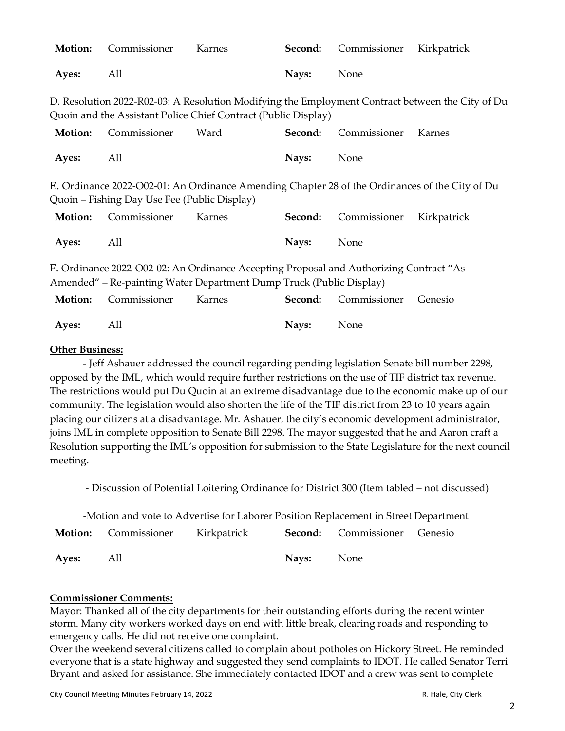| **Motion:** | Commissioner | Karnes | **Second:** | Commissioner | Kirkpatrick |
|---|---|---|---|---|---|
| **Ayes:** | All | | **Nays:** | None | |

D. Resolution 2022-R02-03: A Resolution Modifying the Employment Contract between the City of Du Quoin and the Assistant Police Chief Contract (Public Display)

| **Motion:** | Commissioner | Ward | **Second:** | Commissioner | Karnes |
|---|---|---|---|---|---|
| **Ayes:** | All | | **Nays:** | None | |

E. Ordinance 2022-O02-01: An Ordinance Amending Chapter 28 of the Ordinances of the City of Du Quoin – Fishing Day Use Fee (Public Display)

| **Motion:** | Commissioner | Karnes | **Second:** | Commissioner | Kirkpatrick |
|---|---|---|---|---|---|
| **Ayes:** | All | | **Nays:** | None | |

F. Ordinance 2022-O02-02: An Ordinance Accepting Proposal and Authorizing Contract "As Amended" – Re-painting Water Department Dump Truck (Public Display)

| **Motion:** | Commissioner | Karnes | **Second:** | Commissioner | Genesio |
|---|---|---|---|---|---|
| **Ayes:** | All | | **Nays:** | None | |

**Other Business:**

- Jeff Ashauer addressed the council regarding pending legislation Senate bill number 2298, opposed by the IML, which would require further restrictions on the use of TIF district tax revenue. The restrictions would put Du Quoin at an extreme disadvantage due to the economic make up of our community. The legislation would also shorten the life of the TIF district from 23 to 10 years again placing our citizens at a disadvantage. Mr. Ashauer, the city's economic development administrator, joins IML in complete opposition to Senate Bill 2298. The mayor suggested that he and Aaron craft a Resolution supporting the IML's opposition for submission to the State Legislature for the next council meeting.

- Discussion of Potential Loitering Ordinance for District 300 (Item tabled – not discussed)

- Motion and vote to Advertise for Laborer Position Replacement in Street Department

| **Motion:** | Commissioner | Kirkpatrick | **Second:** | Commissioner | Genesio |
|---|---|---|---|---|---|
| **Ayes:** | All | | **Nays:** | None | |

**Commissioner Comments:**

Mayor: Thanked all of the city departments for their outstanding efforts during the recent winter storm. Many city workers worked days on end with little break, clearing roads and responding to emergency calls. He did not receive one complaint.

Over the weekend several citizens called to complain about potholes on Hickory Street. He reminded everyone that is a state highway and suggested they send complaints to IDOT. He called Senator Terri Bryant and asked for assistance. She immediately contacted IDOT and a crew was sent to complete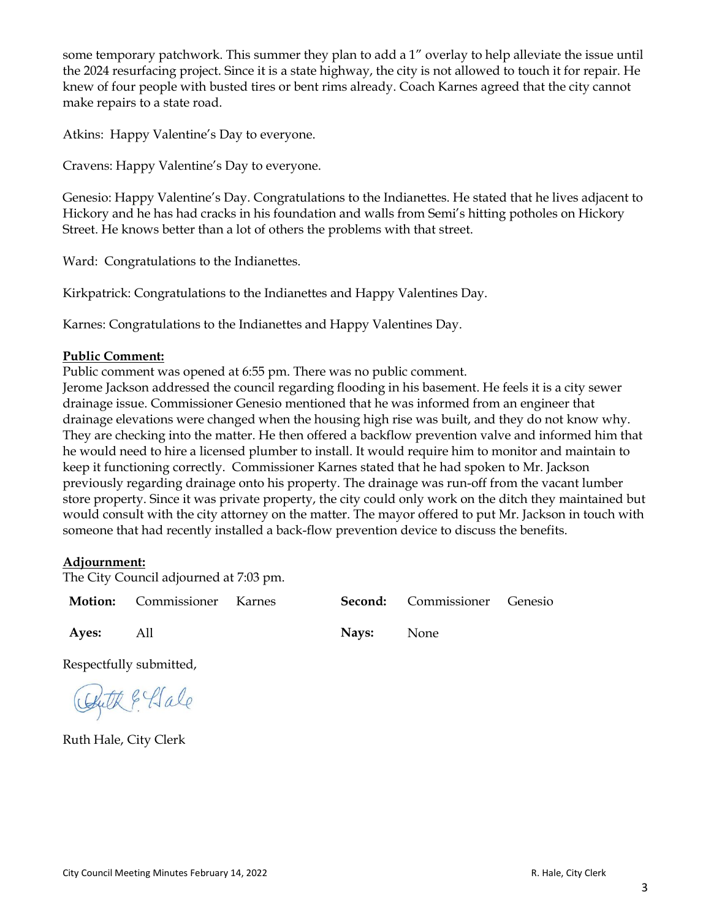some temporary patchwork. This summer they plan to add a 1" overlay to help alleviate the issue until the 2024 resurfacing project. Since it is a state highway, the city is not allowed to touch it for repair. He knew of four people with busted tires or bent rims already. Coach Karnes agreed that the city cannot make repairs to a state road.

Atkins: Happy Valentine's Day to everyone.

Cravens: Happy Valentine's Day to everyone.

Genesio: Happy Valentine's Day. Congratulations to the Indianettes. He stated that he lives adjacent to Hickory and he has had cracks in his foundation and walls from Semi's hitting potholes on Hickory Street. He knows better than a lot of others the problems with that street.

Ward: Congratulations to the Indianettes.

Kirkpatrick: Congratulations to the Indianettes and Happy Valentines Day.

Karnes: Congratulations to the Indianettes and Happy Valentines Day.

**Public Comment:**

Public comment was opened at 6:55 pm. There was no public comment.
Jerome Jackson addressed the council regarding flooding in his basement. He feels it is a city sewer drainage issue. Commissioner Genesio mentioned that he was informed from an engineer that drainage elevations were changed when the housing high rise was built, and they do not know why. They are checking into the matter. He then offered a backflow prevention valve and informed him that he would need to hire a licensed plumber to install. It would require him to monitor and maintain to keep it functioning correctly. Commissioner Karnes stated that he had spoken to Mr. Jackson previously regarding drainage onto his property. The drainage was run-off from the vacant lumber store property. Since it was private property, the city could only work on the ditch they maintained but would consult with the city attorney on the matter. The mayor offered to put Mr. Jackson in touch with someone that had recently installed a back-flow prevention device to discuss the benefits.

**Adjournment:**

The City Council adjourned at 7:03 pm.

| | | | |
|---|---|---|---|
| **Motion:** | Commissioner Karnes | **Second:** | Commissioner Genesio |
| **Ayes:** | All | **Nays:** | None |

Respectfully submitted,

Ruth E. Hale

Ruth Hale, City Clerk